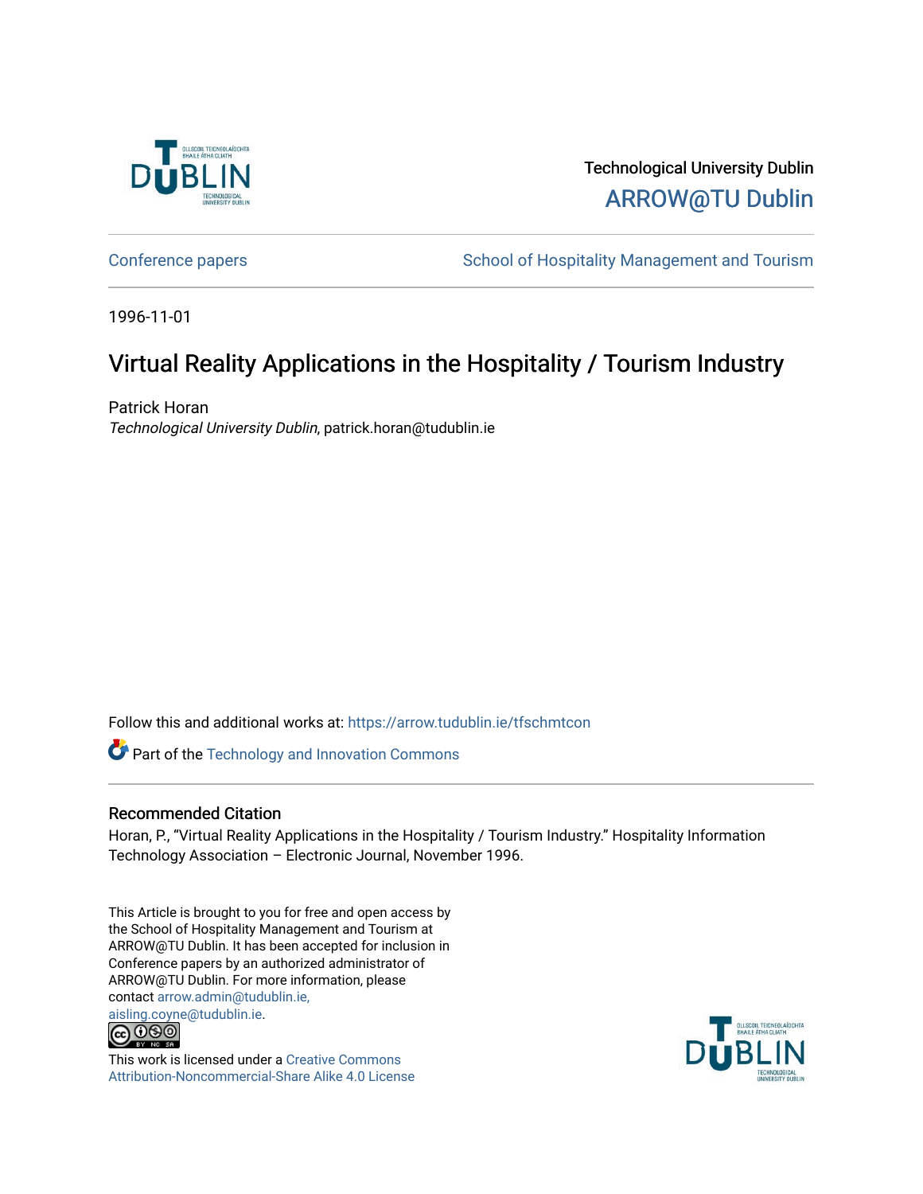Technological University Dublin

ARROW@TU Dublin

Conference papers

School of Hospitality Management and Tourism

1996-11-01

# Virtual Reality Applications in the Hospitality / Tourism Industry

Patrick Horan

*Technological University Dublin*, patrick.horan@tudublin.ie

Follow this and additional works at: https://arrow.tudublin.ie/tfschmtcon

Part of the Technology and Innovation Commons

## Recommended Citation

Horan, P., "Virtual Reality Applications in the Hospitality / Tourism Industry." Hospitality Information Technology Association – Electronic Journal, November 1996.

This Article is brought to you for free and open access by the School of Hospitality Management and Tourism at ARROW@TU Dublin. It has been accepted for inclusion in Conference papers by an authorized administrator of ARROW@TU Dublin. For more information, please contact arrow.admin@tudublin.ie, aisling.coyne@tudublin.ie.

This work is licensed under a Creative Commons Attribution-Noncommercial-Share Alike 4.0 License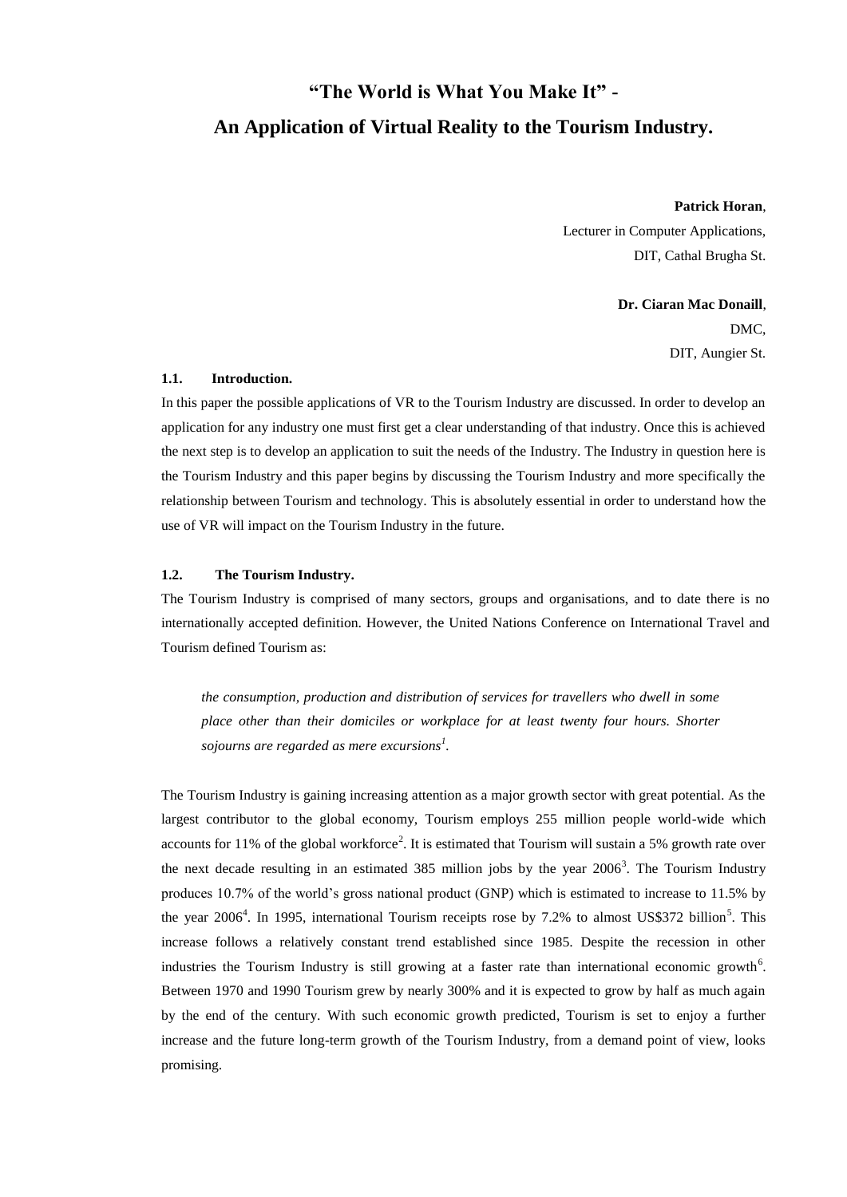# "The World is What You Make It" - An Application of Virtual Reality to the Tourism Industry.

**Patrick Horan**,
Lecturer in Computer Applications,
DIT, Cathal Brugha St.

**Dr. Ciaran Mac Donaill**,
DMC,
DIT, Aungier St.

### 1.1. Introduction.

In this paper the possible applications of VR to the Tourism Industry are discussed. In order to develop an application for any industry one must first get a clear understanding of that industry. Once this is achieved the next step is to develop an application to suit the needs of the Industry. The Industry in question here is the Tourism Industry and this paper begins by discussing the Tourism Industry and more specifically the relationship between Tourism and technology. This is absolutely essential in order to understand how the use of VR will impact on the Tourism Industry in the future.

### 1.2. The Tourism Industry.

The Tourism Industry is comprised of many sectors, groups and organisations, and to date there is no internationally accepted definition. However, the United Nations Conference on International Travel and Tourism defined Tourism as:

> *the consumption, production and distribution of services for travellers who dwell in some place other than their domiciles or workplace for at least twenty four hours. Shorter sojourns are regarded as mere excursions*[1].

The Tourism Industry is gaining increasing attention as a major growth sector with great potential. As the largest contributor to the global economy, Tourism employs 255 million people world-wide which accounts for 11% of the global workforce[2]. It is estimated that Tourism will sustain a 5% growth rate over the next decade resulting in an estimated 385 million jobs by the year 2006[3]. The Tourism Industry produces 10.7% of the world's gross national product (GNP) which is estimated to increase to 11.5% by the year 2006[4]. In 1995, international Tourism receipts rose by 7.2% to almost US$372 billion[5]. This increase follows a relatively constant trend established since 1985. Despite the recession in other industries the Tourism Industry is still growing at a faster rate than international economic growth[6]. Between 1970 and 1990 Tourism grew by nearly 300% and it is expected to grow by half as much again by the end of the century. With such economic growth predicted, Tourism is set to enjoy a further increase and the future long-term growth of the Tourism Industry, from a demand point of view, looks promising.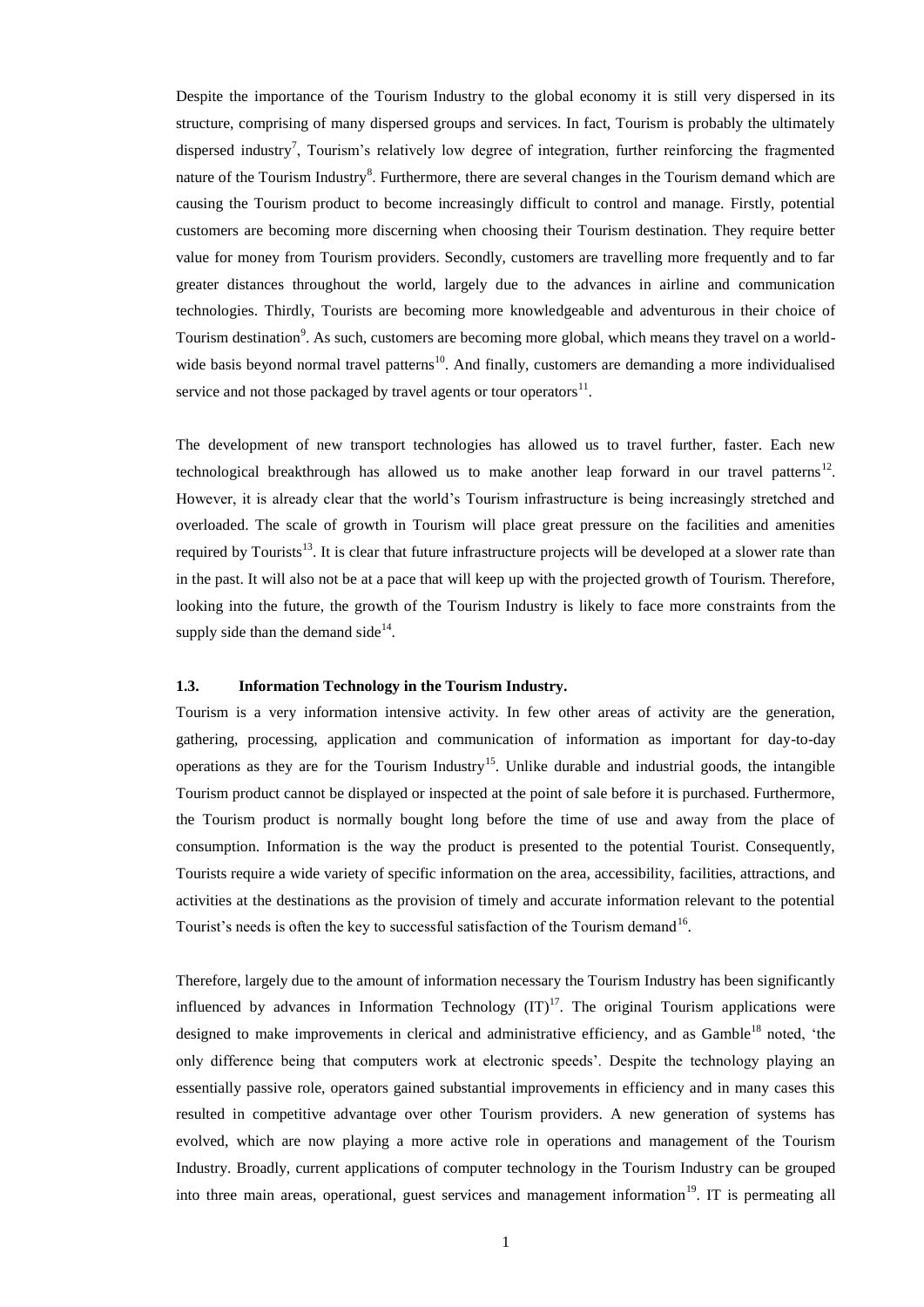Despite the importance of the Tourism Industry to the global economy it is still very dispersed in its structure, comprising of many dispersed groups and services. In fact, Tourism is probably the ultimately dispersed industry[7], Tourism's relatively low degree of integration, further reinforcing the fragmented nature of the Tourism Industry[8]. Furthermore, there are several changes in the Tourism demand which are causing the Tourism product to become increasingly difficult to control and manage. Firstly, potential customers are becoming more discerning when choosing their Tourism destination. They require better value for money from Tourism providers. Secondly, customers are travelling more frequently and to far greater distances throughout the world, largely due to the advances in airline and communication technologies. Thirdly, Tourists are becoming more knowledgeable and adventurous in their choice of Tourism destination[9]. As such, customers are becoming more global, which means they travel on a world-wide basis beyond normal travel patterns[10]. And finally, customers are demanding a more individualised service and not those packaged by travel agents or tour operators[11].

The development of new transport technologies has allowed us to travel further, faster. Each new technological breakthrough has allowed us to make another leap forward in our travel patterns[12]. However, it is already clear that the world's Tourism infrastructure is being increasingly stretched and overloaded. The scale of growth in Tourism will place great pressure on the facilities and amenities required by Tourists[13]. It is clear that future infrastructure projects will be developed at a slower rate than in the past. It will also not be at a pace that will keep up with the projected growth of Tourism. Therefore, looking into the future, the growth of the Tourism Industry is likely to face more constraints from the supply side than the demand side[14].

### 1.3. Information Technology in the Tourism Industry.

Tourism is a very information intensive activity. In few other areas of activity are the generation, gathering, processing, application and communication of information as important for day-to-day operations as they are for the Tourism Industry[15]. Unlike durable and industrial goods, the intangible Tourism product cannot be displayed or inspected at the point of sale before it is purchased. Furthermore, the Tourism product is normally bought long before the time of use and away from the place of consumption. Information is the way the product is presented to the potential Tourist. Consequently, Tourists require a wide variety of specific information on the area, accessibility, facilities, attractions, and activities at the destinations as the provision of timely and accurate information relevant to the potential Tourist's needs is often the key to successful satisfaction of the Tourism demand[16].

Therefore, largely due to the amount of information necessary the Tourism Industry has been significantly influenced by advances in Information Technology (IT)[17]. The original Tourism applications were designed to make improvements in clerical and administrative efficiency, and as Gamble[18] noted, 'the only difference being that computers work at electronic speeds'. Despite the technology playing an essentially passive role, operators gained substantial improvements in efficiency and in many cases this resulted in competitive advantage over other Tourism providers. A new generation of systems has evolved, which are now playing a more active role in operations and management of the Tourism Industry. Broadly, current applications of computer technology in the Tourism Industry can be grouped into three main areas, operational, guest services and management information[19]. IT is permeating all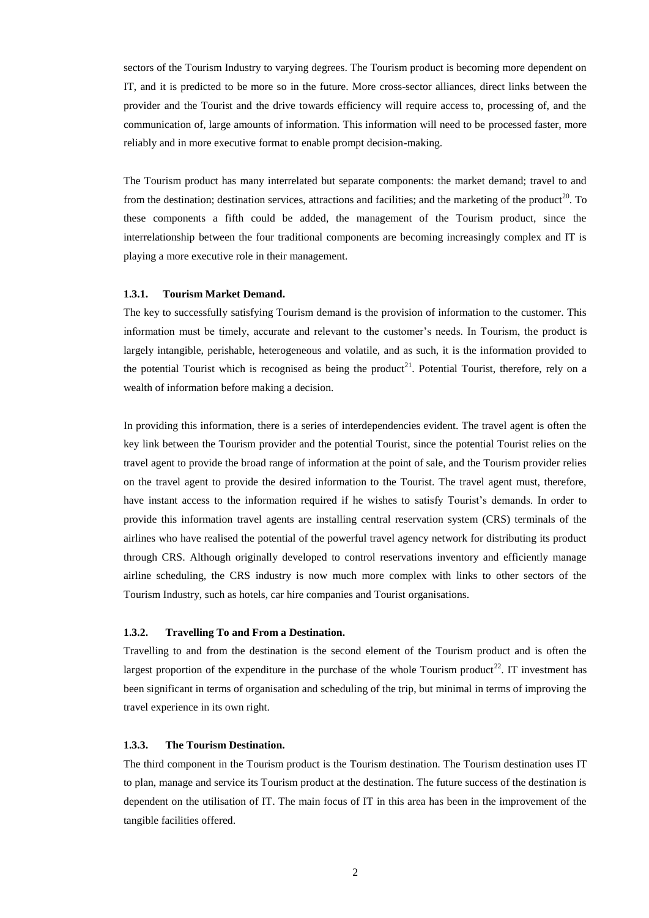sectors of the Tourism Industry to varying degrees. The Tourism product is becoming more dependent on IT, and it is predicted to be more so in the future. More cross-sector alliances, direct links between the provider and the Tourist and the drive towards efficiency will require access to, processing of, and the communication of, large amounts of information. This information will need to be processed faster, more reliably and in more executive format to enable prompt decision-making.

The Tourism product has many interrelated but separate components: the market demand; travel to and from the destination; destination services, attractions and facilities; and the marketing of the product[20]. To these components a fifth could be added, the management of the Tourism product, since the interrelationship between the four traditional components are becoming increasingly complex and IT is playing a more executive role in their management.

#### 1.3.1. Tourism Market Demand.

The key to successfully satisfying Tourism demand is the provision of information to the customer. This information must be timely, accurate and relevant to the customer's needs. In Tourism, the product is largely intangible, perishable, heterogeneous and volatile, and as such, it is the information provided to the potential Tourist which is recognised as being the product[21]. Potential Tourist, therefore, rely on a wealth of information before making a decision.

In providing this information, there is a series of interdependencies evident. The travel agent is often the key link between the Tourism provider and the potential Tourist, since the potential Tourist relies on the travel agent to provide the broad range of information at the point of sale, and the Tourism provider relies on the travel agent to provide the desired information to the Tourist. The travel agent must, therefore, have instant access to the information required if he wishes to satisfy Tourist's demands. In order to provide this information travel agents are installing central reservation system (CRS) terminals of the airlines who have realised the potential of the powerful travel agency network for distributing its product through CRS. Although originally developed to control reservations inventory and efficiently manage airline scheduling, the CRS industry is now much more complex with links to other sectors of the Tourism Industry, such as hotels, car hire companies and Tourist organisations.

#### 1.3.2. Travelling To and From a Destination.

Travelling to and from the destination is the second element of the Tourism product and is often the largest proportion of the expenditure in the purchase of the whole Tourism product[22]. IT investment has been significant in terms of organisation and scheduling of the trip, but minimal in terms of improving the travel experience in its own right.

#### 1.3.3. The Tourism Destination.

The third component in the Tourism product is the Tourism destination. The Tourism destination uses IT to plan, manage and service its Tourism product at the destination. The future success of the destination is dependent on the utilisation of IT. The main focus of IT in this area has been in the improvement of the tangible facilities offered.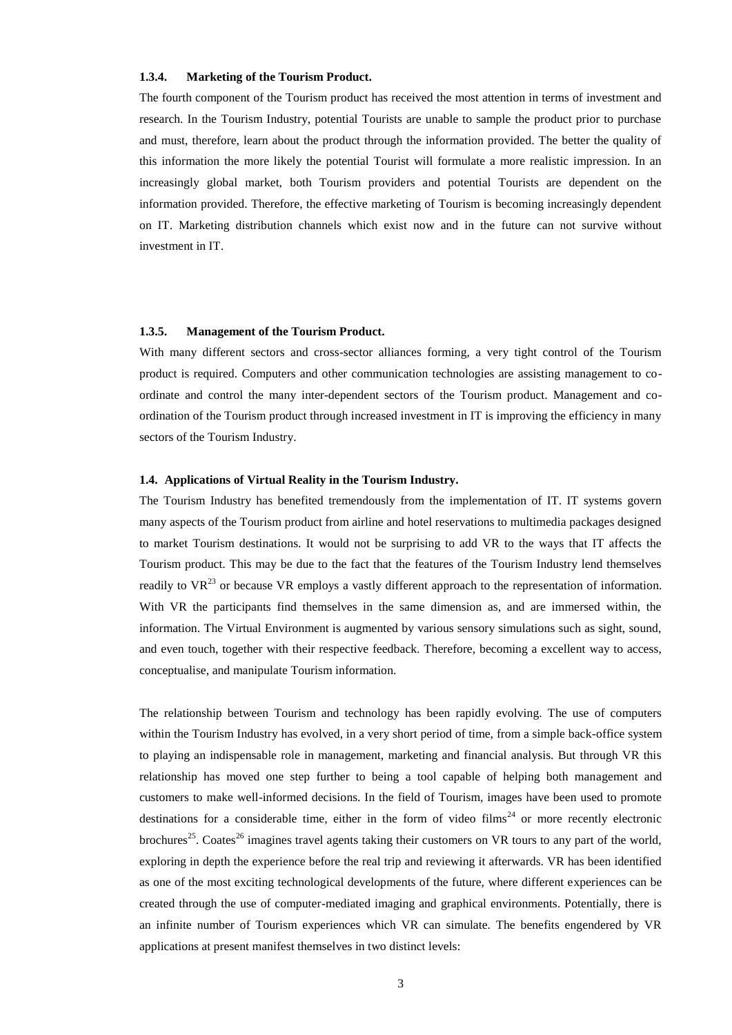### 1.3.4. Marketing of the Tourism Product.

The fourth component of the Tourism product has received the most attention in terms of investment and research. In the Tourism Industry, potential Tourists are unable to sample the product prior to purchase and must, therefore, learn about the product through the information provided. The better the quality of this information the more likely the potential Tourist will formulate a more realistic impression. In an increasingly global market, both Tourism providers and potential Tourists are dependent on the information provided. Therefore, the effective marketing of Tourism is becoming increasingly dependent on IT. Marketing distribution channels which exist now and in the future can not survive without investment in IT.

### 1.3.5. Management of the Tourism Product.

With many different sectors and cross-sector alliances forming, a very tight control of the Tourism product is required. Computers and other communication technologies are assisting management to co-ordinate and control the many inter-dependent sectors of the Tourism product. Management and co-ordination of the Tourism product through increased investment in IT is improving the efficiency in many sectors of the Tourism Industry.

## 1.4. Applications of Virtual Reality in the Tourism Industry.

The Tourism Industry has benefited tremendously from the implementation of IT. IT systems govern many aspects of the Tourism product from airline and hotel reservations to multimedia packages designed to market Tourism destinations. It would not be surprising to add VR to the ways that IT affects the Tourism product. This may be due to the fact that the features of the Tourism Industry lend themselves readily to VR[23] or because VR employs a vastly different approach to the representation of information. With VR the participants find themselves in the same dimension as, and are immersed within, the information. The Virtual Environment is augmented by various sensory simulations such as sight, sound, and even touch, together with their respective feedback. Therefore, becoming a excellent way to access, conceptualise, and manipulate Tourism information.

The relationship between Tourism and technology has been rapidly evolving. The use of computers within the Tourism Industry has evolved, in a very short period of time, from a simple back-office system to playing an indispensable role in management, marketing and financial analysis. But through VR this relationship has moved one step further to being a tool capable of helping both management and customers to make well-informed decisions. In the field of Tourism, images have been used to promote destinations for a considerable time, either in the form of video films[24] or more recently electronic brochures[25]. Coates[26] imagines travel agents taking their customers on VR tours to any part of the world, exploring in depth the experience before the real trip and reviewing it afterwards. VR has been identified as one of the most exciting technological developments of the future, where different experiences can be created through the use of computer-mediated imaging and graphical environments. Potentially, there is an infinite number of Tourism experiences which VR can simulate. The benefits engendered by VR applications at present manifest themselves in two distinct levels: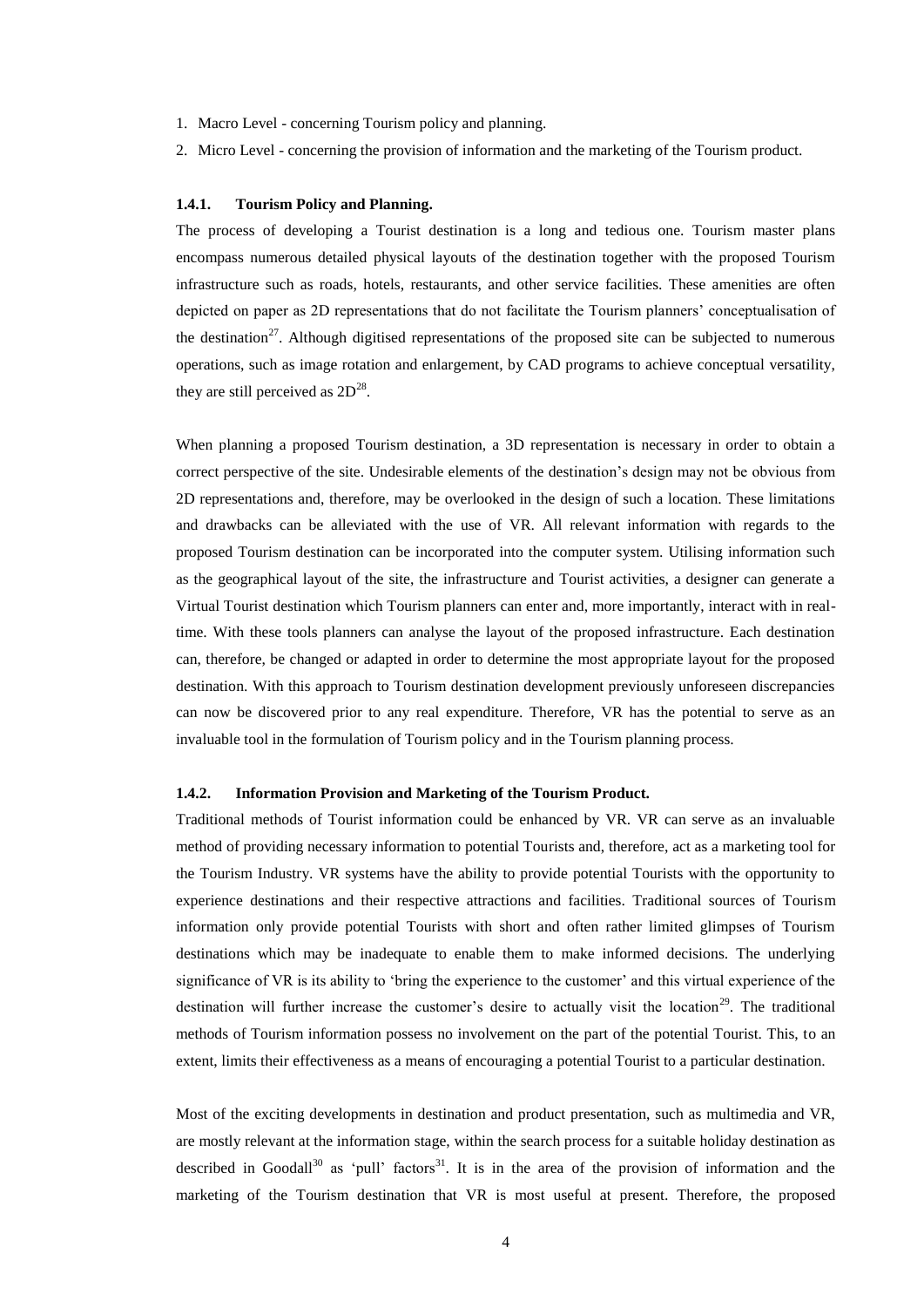1. Macro Level - concerning Tourism policy and planning.
2. Micro Level - concerning the provision of information and the marketing of the Tourism product.

#### 1.4.1. Tourism Policy and Planning.

The process of developing a Tourist destination is a long and tedious one. Tourism master plans encompass numerous detailed physical layouts of the destination together with the proposed Tourism infrastructure such as roads, hotels, restaurants, and other service facilities. These amenities are often depicted on paper as 2D representations that do not facilitate the Tourism planners' conceptualisation of the destination[27]. Although digitised representations of the proposed site can be subjected to numerous operations, such as image rotation and enlargement, by CAD programs to achieve conceptual versatility, they are still perceived as 2D[28].

When planning a proposed Tourism destination, a 3D representation is necessary in order to obtain a correct perspective of the site. Undesirable elements of the destination's design may not be obvious from 2D representations and, therefore, may be overlooked in the design of such a location. These limitations and drawbacks can be alleviated with the use of VR. All relevant information with regards to the proposed Tourism destination can be incorporated into the computer system. Utilising information such as the geographical layout of the site, the infrastructure and Tourist activities, a designer can generate a Virtual Tourist destination which Tourism planners can enter and, more importantly, interact with in real-time. With these tools planners can analyse the layout of the proposed infrastructure. Each destination can, therefore, be changed or adapted in order to determine the most appropriate layout for the proposed destination. With this approach to Tourism destination development previously unforeseen discrepancies can now be discovered prior to any real expenditure. Therefore, VR has the potential to serve as an invaluable tool in the formulation of Tourism policy and in the Tourism planning process.

#### 1.4.2. Information Provision and Marketing of the Tourism Product.

Traditional methods of Tourist information could be enhanced by VR. VR can serve as an invaluable method of providing necessary information to potential Tourists and, therefore, act as a marketing tool for the Tourism Industry. VR systems have the ability to provide potential Tourists with the opportunity to experience destinations and their respective attractions and facilities. Traditional sources of Tourism information only provide potential Tourists with short and often rather limited glimpses of Tourism destinations which may be inadequate to enable them to make informed decisions. The underlying significance of VR is its ability to 'bring the experience to the customer' and this virtual experience of the destination will further increase the customer's desire to actually visit the location[29]. The traditional methods of Tourism information possess no involvement on the part of the potential Tourist. This, to an extent, limits their effectiveness as a means of encouraging a potential Tourist to a particular destination.

Most of the exciting developments in destination and product presentation, such as multimedia and VR, are mostly relevant at the information stage, within the search process for a suitable holiday destination as described in Goodall[30] as 'pull' factors[31]. It is in the area of the provision of information and the marketing of the Tourism destination that VR is most useful at present. Therefore, the proposed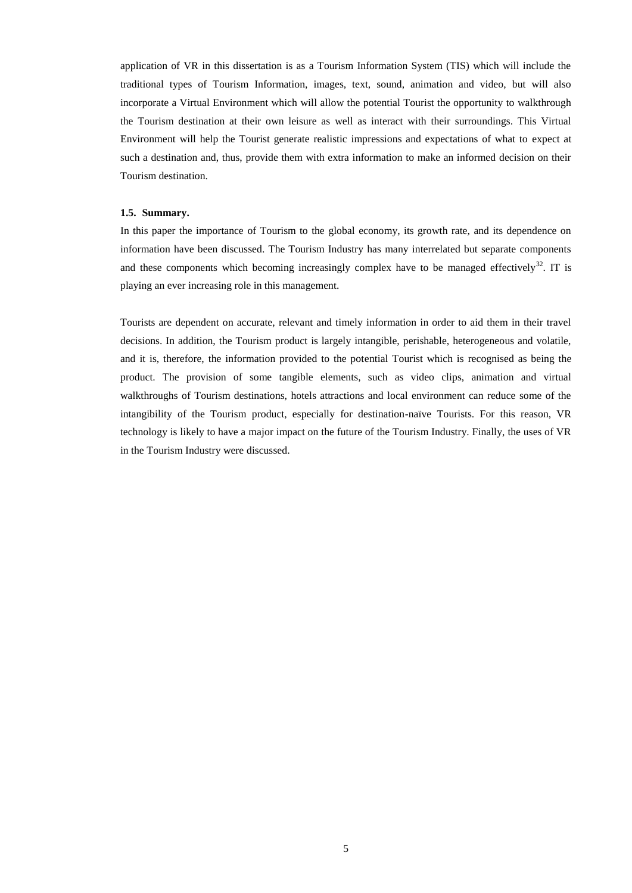application of VR in this dissertation is as a Tourism Information System (TIS) which will include the traditional types of Tourism Information, images, text, sound, animation and video, but will also incorporate a Virtual Environment which will allow the potential Tourist the opportunity to walkthrough the Tourism destination at their own leisure as well as interact with their surroundings. This Virtual Environment will help the Tourist generate realistic impressions and expectations of what to expect at such a destination and, thus, provide them with extra information to make an informed decision on their Tourism destination.

#### 1.5. Summary.

In this paper the importance of Tourism to the global economy, its growth rate, and its dependence on information have been discussed. The Tourism Industry has many interrelated but separate components and these components which becoming increasingly complex have to be managed effectively[32]. IT is playing an ever increasing role in this management.

Tourists are dependent on accurate, relevant and timely information in order to aid them in their travel decisions. In addition, the Tourism product is largely intangible, perishable, heterogeneous and volatile, and it is, therefore, the information provided to the potential Tourist which is recognised as being the product. The provision of some tangible elements, such as video clips, animation and virtual walkthroughs of Tourism destinations, hotels attractions and local environment can reduce some of the intangibility of the Tourism product, especially for destination-naïve Tourists. For this reason, VR technology is likely to have a major impact on the future of the Tourism Industry. Finally, the uses of VR in the Tourism Industry were discussed.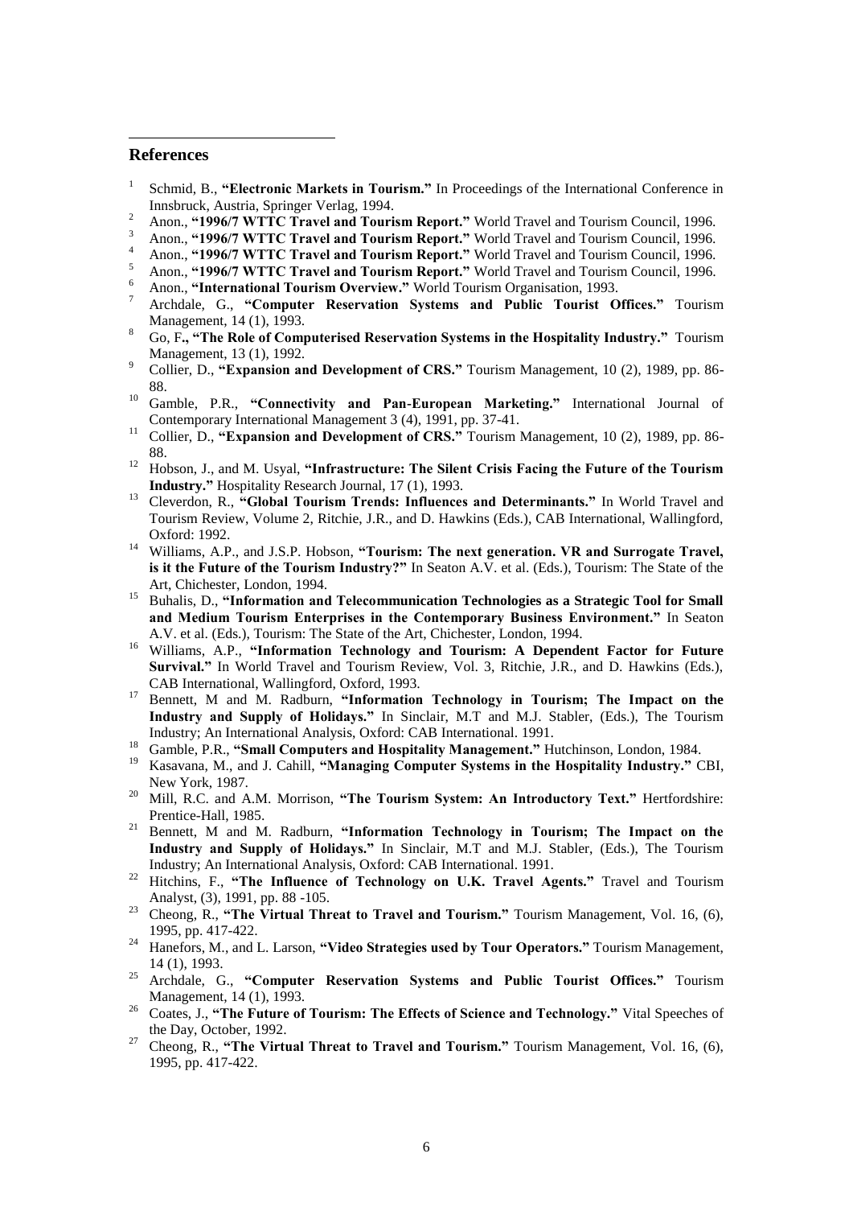## References

[1] Schmid, B., **"Electronic Markets in Tourism."** In Proceedings of the International Conference in Innsbruck, Austria, Springer Verlag, 1994.

[2] Anon., **"1996/7 WTTC Travel and Tourism Report."** World Travel and Tourism Council, 1996.

[3] Anon., **"1996/7 WTTC Travel and Tourism Report."** World Travel and Tourism Council, 1996.

[4] Anon., **"1996/7 WTTC Travel and Tourism Report."** World Travel and Tourism Council, 1996.

[5] Anon., **"1996/7 WTTC Travel and Tourism Report."** World Travel and Tourism Council, 1996.

[6] Anon., **"International Tourism Overview."** World Tourism Organisation, 1993.

[7] Archdale, G., **"Computer Reservation Systems and Public Tourist Offices."** Tourism Management, 14 (1), 1993.

[8] Go, F**., "The Role of Computerised Reservation Systems in the Hospitality Industry."** Tourism Management, 13 (1), 1992.

[9] Collier, D., **"Expansion and Development of CRS."** Tourism Management, 10 (2), 1989, pp. 86-88.

[10] Gamble, P.R., **"Connectivity and Pan-European Marketing."** International Journal of Contemporary International Management 3 (4), 1991, pp. 37-41.

[11] Collier, D., **"Expansion and Development of CRS."** Tourism Management, 10 (2), 1989, pp. 86-88.

[12] Hobson, J., and M. Usyal, **"Infrastructure: The Silent Crisis Facing the Future of the Tourism Industry."** Hospitality Research Journal, 17 (1), 1993.

[13] Cleverdon, R., **"Global Tourism Trends: Influences and Determinants."** In World Travel and Tourism Review, Volume 2, Ritchie, J.R., and D. Hawkins (Eds.), CAB International, Wallingford, Oxford: 1992.

[14] Williams, A.P., and J.S.P. Hobson, **"Tourism: The next generation. VR and Surrogate Travel, is it the Future of the Tourism Industry?"** In Seaton A.V. et al. (Eds.), Tourism: The State of the Art, Chichester, London, 1994.

[15] Buhalis, D., **"Information and Telecommunication Technologies as a Strategic Tool for Small and Medium Tourism Enterprises in the Contemporary Business Environment."** In Seaton A.V. et al. (Eds.), Tourism: The State of the Art, Chichester, London, 1994.

[16] Williams, A.P., **"Information Technology and Tourism: A Dependent Factor for Future Survival."** In World Travel and Tourism Review, Vol. 3, Ritchie, J.R., and D. Hawkins (Eds.), CAB International, Wallingford, Oxford, 1993.

[17] Bennett, M and M. Radburn, **"Information Technology in Tourism; The Impact on the Industry and Supply of Holidays."** In Sinclair, M.T and M.J. Stabler, (Eds.), The Tourism Industry; An International Analysis, Oxford: CAB International. 1991.

[18] Gamble, P.R., **"Small Computers and Hospitality Management."** Hutchinson, London, 1984.

[19] Kasavana, M., and J. Cahill, **"Managing Computer Systems in the Hospitality Industry."** CBI, New York, 1987.

[20] Mill, R.C. and A.M. Morrison, **"The Tourism System: An Introductory Text."** Hertfordshire: Prentice-Hall, 1985.

[21] Bennett, M and M. Radburn, **"Information Technology in Tourism; The Impact on the Industry and Supply of Holidays."** In Sinclair, M.T and M.J. Stabler, (Eds.), The Tourism Industry; An International Analysis, Oxford: CAB International. 1991.

[22] Hitchins, F., **"The Influence of Technology on U.K. Travel Agents."** Travel and Tourism Analyst, (3), 1991, pp. 88 -105.

[23] Cheong, R., **"The Virtual Threat to Travel and Tourism."** Tourism Management, Vol. 16, (6), 1995, pp. 417-422.

[24] Hanefors, M., and L. Larson, **"Video Strategies used by Tour Operators."** Tourism Management, 14 (1), 1993.

[25] Archdale, G., **"Computer Reservation Systems and Public Tourist Offices."** Tourism Management, 14 (1), 1993.

[26] Coates, J., **"The Future of Tourism: The Effects of Science and Technology."** Vital Speeches of the Day, October, 1992.

[27] Cheong, R., **"The Virtual Threat to Travel and Tourism."** Tourism Management, Vol. 16, (6), 1995, pp. 417-422.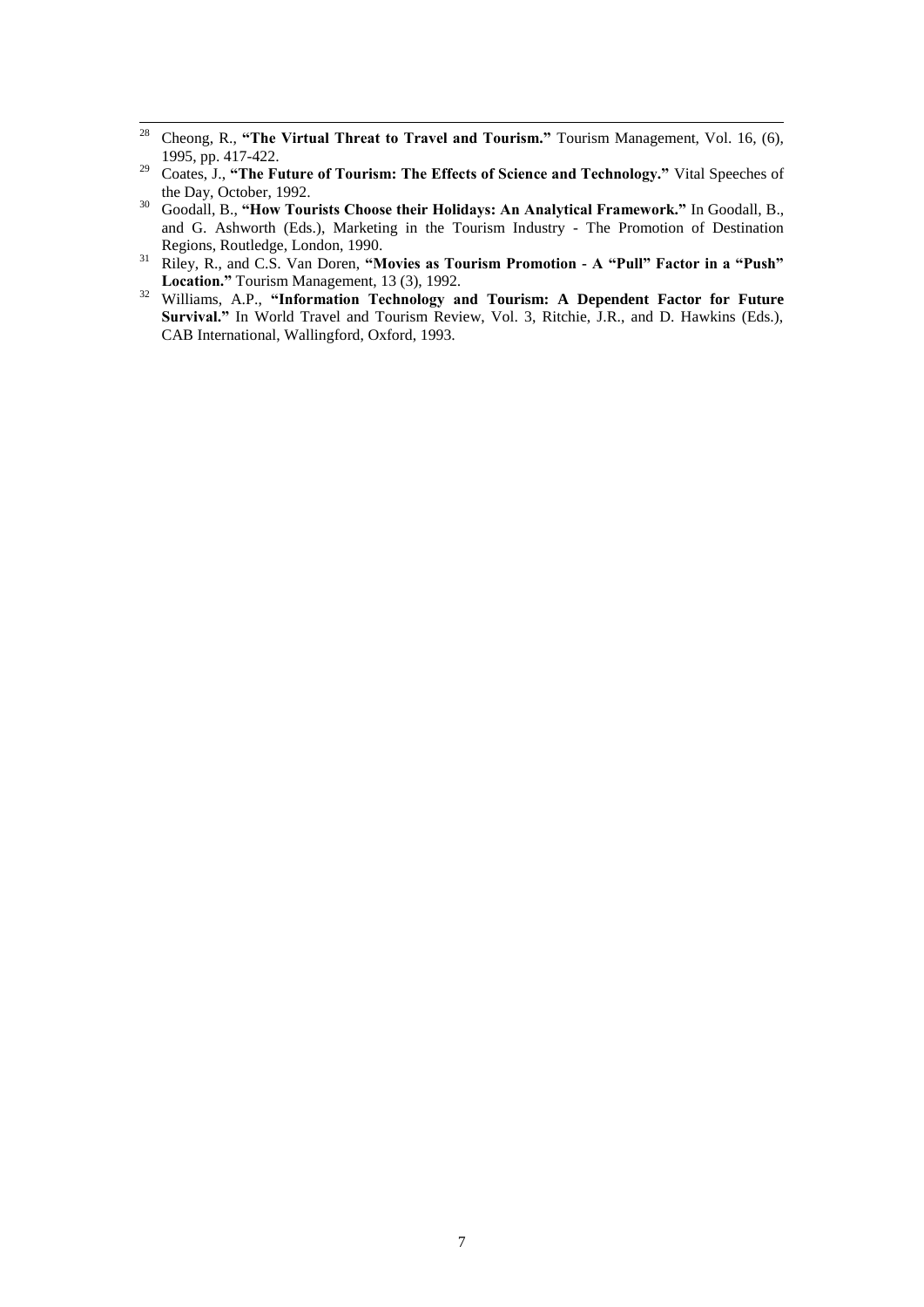[28] Cheong, R., **"The Virtual Threat to Travel and Tourism."** Tourism Management, Vol. 16, (6), 1995, pp. 417-422.

[29] Coates, J., **"The Future of Tourism: The Effects of Science and Technology."** Vital Speeches of the Day, October, 1992.

[30] Goodall, B., **"How Tourists Choose their Holidays: An Analytical Framework."** In Goodall, B., and G. Ashworth (Eds.), Marketing in the Tourism Industry - The Promotion of Destination Regions, Routledge, London, 1990.

[31] Riley, R., and C.S. Van Doren, **"Movies as Tourism Promotion - A "Pull" Factor in a "Push" Location."** Tourism Management, 13 (3), 1992.

[32] Williams, A.P., **"Information Technology and Tourism: A Dependent Factor for Future Survival."** In World Travel and Tourism Review, Vol. 3, Ritchie, J.R., and D. Hawkins (Eds.), CAB International, Wallingford, Oxford, 1993.